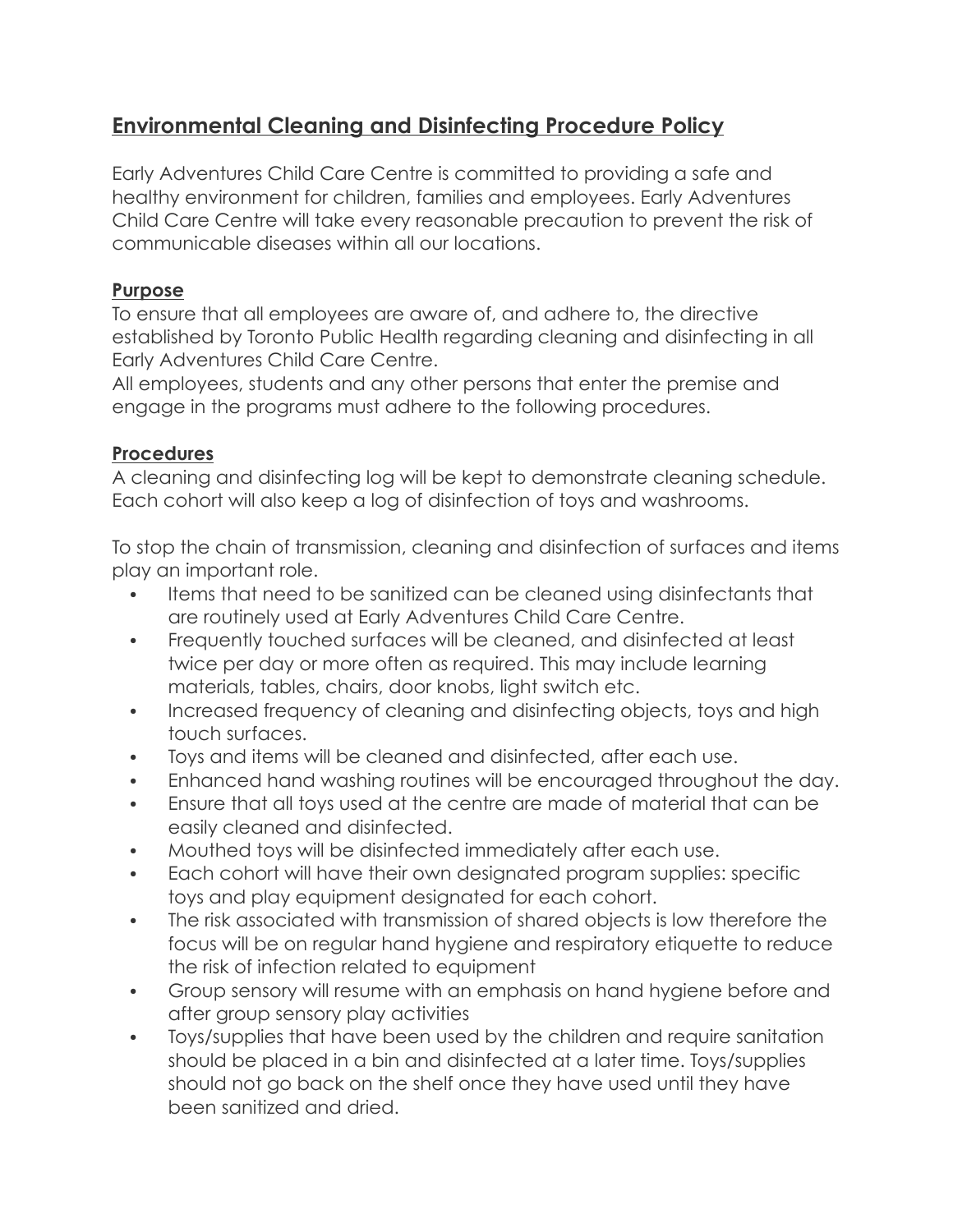# Environmental Cleaning and Disinfecting Procedure Policy

Early Adventures Child Care Centre is committed to providing a safe and healthy environment for children, families and employees. Early Adventures Child Care Centre will take every reasonable precaution to prevent the risk of communicable diseases within all our locations.

## Purpose

To ensure that all employees are aware of, and adhere to, the directive established by Toronto Public Health regarding cleaning and disinfecting in all Early Adventures Child Care Centre.

All employees, students and any other persons that enter the premise and engage in the programs must adhere to the following procedures.

## Procedures

A cleaning and disinfecting log will be kept to demonstrate cleaning schedule. Each cohort will also keep a log of disinfection of toys and washrooms.

To stop the chain of transmission, cleaning and disinfection of surfaces and items play an important role.

- Items that need to be sanitized can be cleaned using disinfectants that are routinely used at Early Adventures Child Care Centre.
- Frequently touched surfaces will be cleaned, and disinfected at least twice per day or more often as required. This may include learning materials, tables, chairs, door knobs, light switch etc.
- Increased frequency of cleaning and disinfecting objects, toys and high touch surfaces.
- Toys and items will be cleaned and disinfected, after each use.
- Enhanced hand washing routines will be encouraged throughout the day.
- Ensure that all toys used at the centre are made of material that can be easily cleaned and disinfected.
- Mouthed toys will be disinfected immediately after each use.
- Each cohort will have their own designated program supplies: specific toys and play equipment designated for each cohort.
- The risk associated with transmission of shared objects is low therefore the focus will be on regular hand hygiene and respiratory etiquette to reduce the risk of infection related to equipment
- Group sensory will resume with an emphasis on hand hygiene before and after group sensory play activities
- Toys/supplies that have been used by the children and require sanitation should be placed in a bin and disinfected at a later time. Toys/supplies should not go back on the shelf once they have used until they have been sanitized and dried.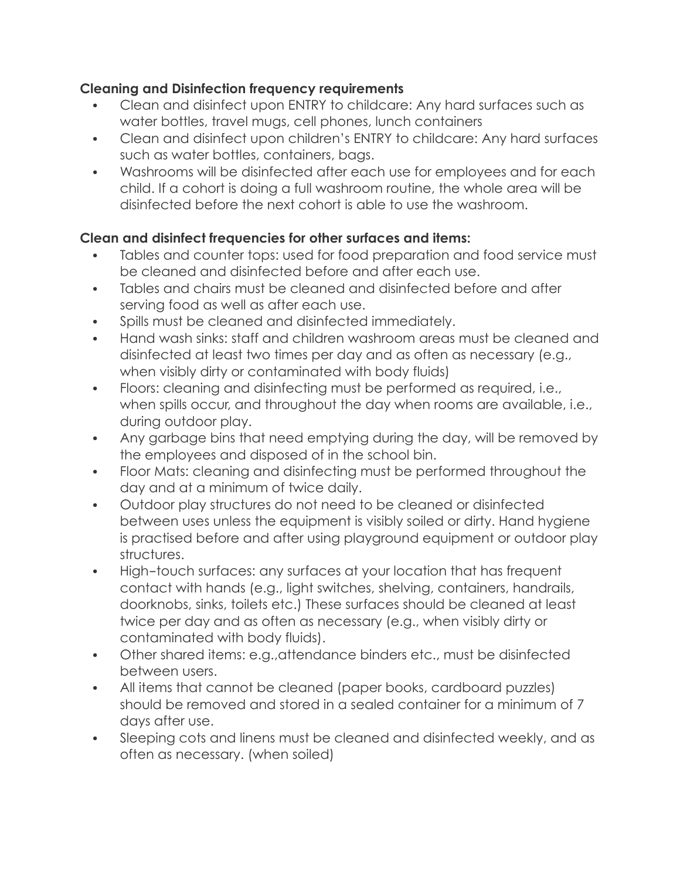**Cleaning and Disinfection frequency requirements**

- Clean and disinfect upon ENTRY to childcare: Any hard surfaces such as water bottles, travel mugs, cell phones, lunch containers
- Clean and disinfect upon children's ENTRY to childcare: Any hard surfaces such as water bottles, containers, bags.
- Washrooms will be disinfected after each use for employees and for each child. If a cohort is doing a full washroom routine, the whole area will be disinfected before the next cohort is able to use the washroom.

**Clean and disinfect frequencies for other surfaces and items:**

- Tables and counter tops: used for food preparation and food service must be cleaned and disinfected before and after each use.
- Tables and chairs must be cleaned and disinfected before and after serving food as well as after each use.
- Spills must be cleaned and disinfected immediately.
- Hand wash sinks: staff and children washroom areas must be cleaned and disinfected at least two times per day and as often as necessary (e.g., when visibly dirty or contaminated with body fluids)
- Floors: cleaning and disinfecting must be performed as required, i.e., when spills occur, and throughout the day when rooms are available, i.e., during outdoor play.
- Any garbage bins that need emptying during the day, will be removed by the employees and disposed of in the school bin.
- Floor Mats: cleaning and disinfecting must be performed throughout the day and at a minimum of twice daily.
- Outdoor play structures do not need to be cleaned or disinfected between uses unless the equipment is visibly soiled or dirty. Hand hygiene is practised before and after using playground equipment or outdoor play structures.
- High–touch surfaces: any surfaces at your location that has frequent contact with hands (e.g., light switches, shelving, containers, handrails, doorknobs, sinks, toilets etc.) These surfaces should be cleaned at least twice per day and as often as necessary (e.g., when visibly dirty or contaminated with body fluids).
- Other shared items: e.g.,attendance binders etc., must be disinfected between users.
- All items that cannot be cleaned (paper books, cardboard puzzles) should be removed and stored in a sealed container for a minimum of 7 days after use.
- Sleeping cots and linens must be cleaned and disinfected weekly, and as often as necessary. (when soiled)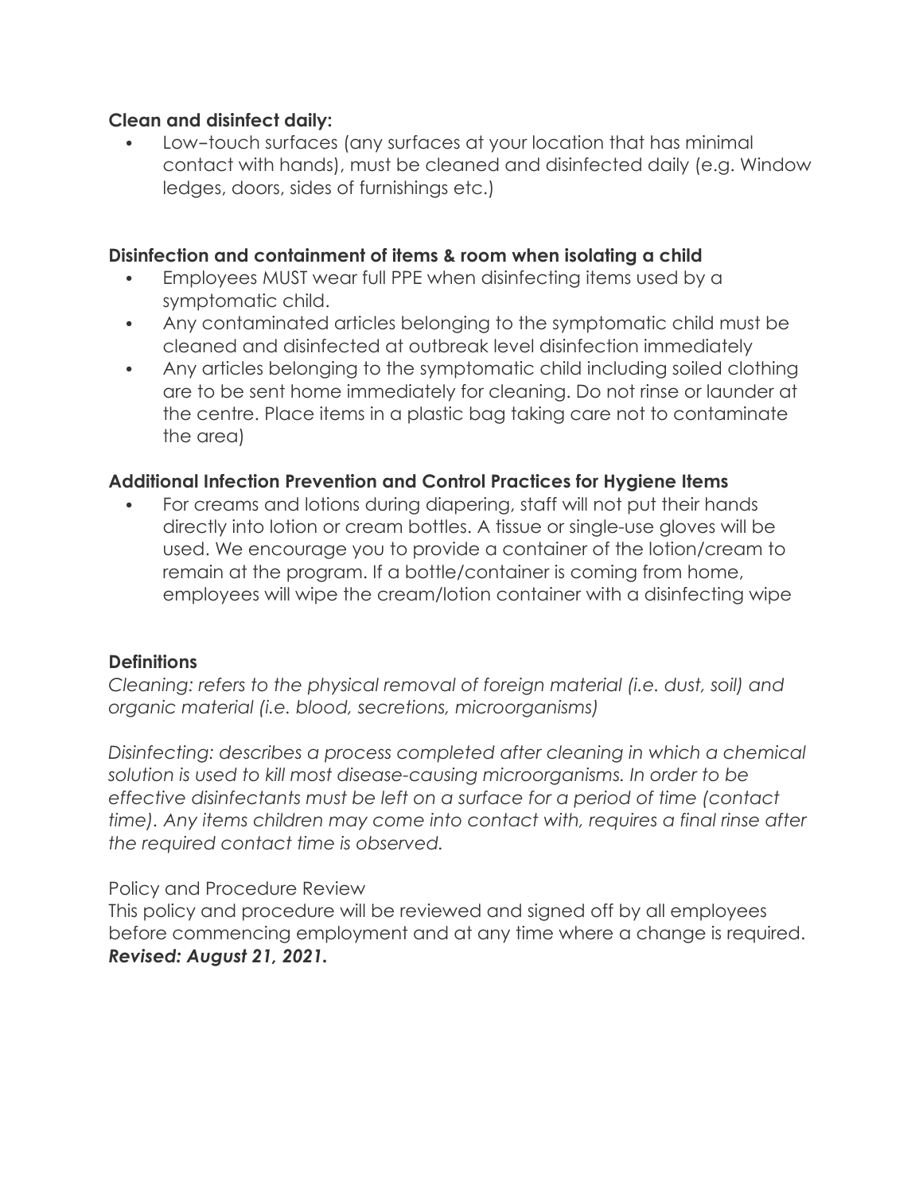**Clean and disinfect daily:**

- Low–touch surfaces (any surfaces at your location that has minimal contact with hands), must be cleaned and disinfected daily (e.g. Window ledges, doors, sides of furnishings etc.)

**Disinfection and containment of items & room when isolating a child**

- Employees MUST wear full PPE when disinfecting items used by a symptomatic child.
- Any contaminated articles belonging to the symptomatic child must be cleaned and disinfected at outbreak level disinfection immediately
- Any articles belonging to the symptomatic child including soiled clothing are to be sent home immediately for cleaning. Do not rinse or launder at the centre. Place items in a plastic bag taking care not to contaminate the area)

**Additional Infection Prevention and Control Practices for Hygiene Items**

- For creams and lotions during diapering, staff will not put their hands directly into lotion or cream bottles. A tissue or single-use gloves will be used. We encourage you to provide a container of the lotion/cream to remain at the program. If a bottle/container is coming from home, employees will wipe the cream/lotion container with a disinfecting wipe

**Definitions**

*Cleaning: refers to the physical removal of foreign material (i.e. dust, soil) and organic material (i.e. blood, secretions, microorganisms)*

*Disinfecting: describes a process completed after cleaning in which a chemical solution is used to kill most disease-causing microorganisms. In order to be effective disinfectants must be left on a surface for a period of time (contact time). Any items children may come into contact with, requires a final rinse after the required contact time is observed.*

Policy and Procedure Review

This policy and procedure will be reviewed and signed off by all employees before commencing employment and at any time where a change is required.

***Revised: August 21, 2021.***